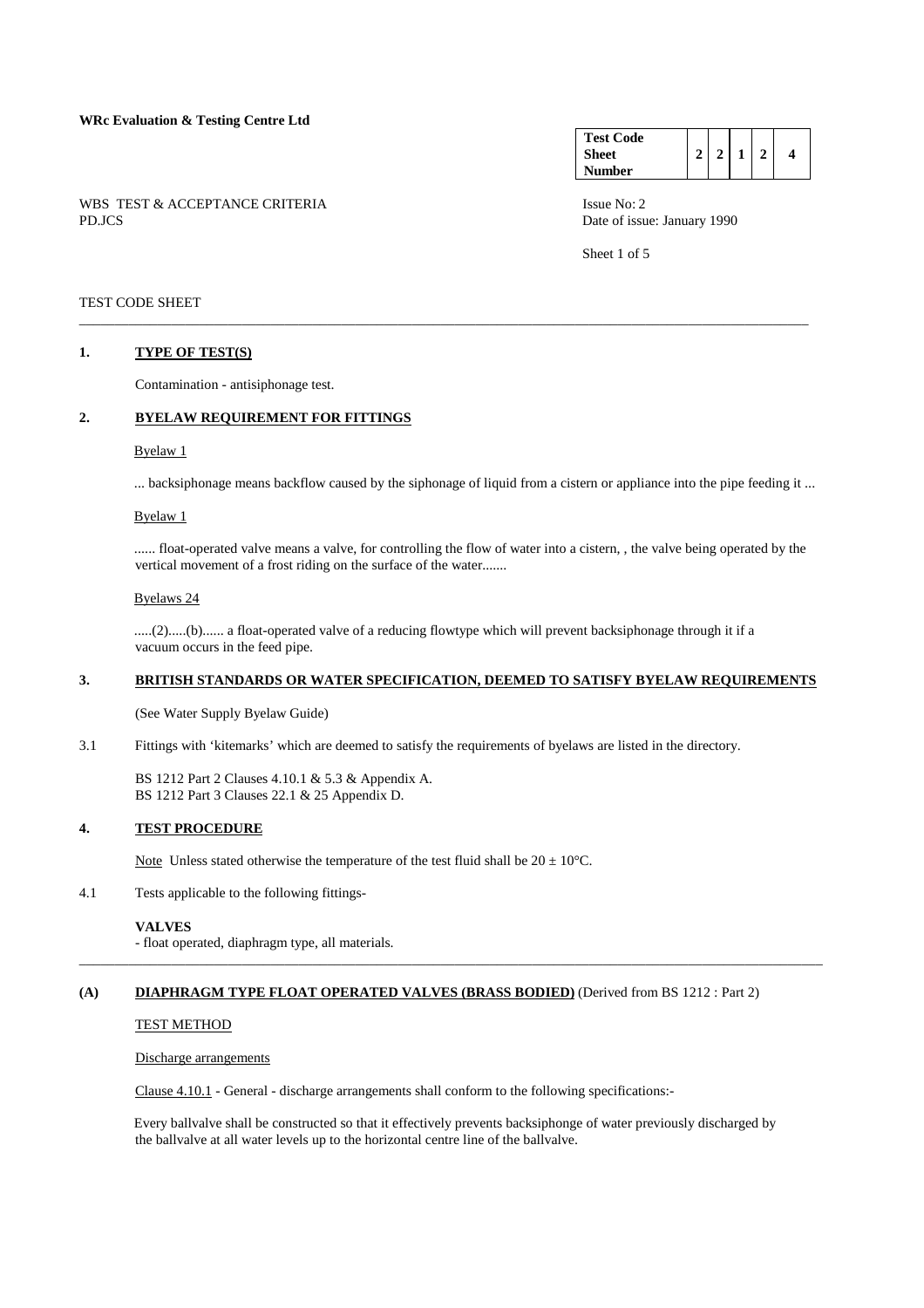**WRc Evaluation & Testing Centre Ltd**

| Test Code Sheet Number | 2 | 2 | 1 | 2 | 4 |
|---|---|---|---|---|---|

WBS TEST & ACCEPTANCE CRITERIA
PD.JCS

Issue No: 2
Date of issue: January 1990

TEST CODE SHEET

## 1. TYPE OF TEST(S)

Contamination - antisiphonage test.

## 2. BYELAW REQUIREMENT FOR FITTINGS

Byelaw 1

... backsiphonage means backflow caused by the siphonage of liquid from a cistern or appliance into the pipe feeding it ...

Byelaw 1

...... float-operated valve means a valve, for controlling the flow of water into a cistern, , the valve being operated by the vertical movement of a frost riding on the surface of the water.......

Byelaws 24

.....(2).....(b)...... a float-operated valve of a reducing flowtype which will prevent backsiphonage through it if a vacuum occurs in the feed pipe.

## 3. BRITISH STANDARDS OR WATER SPECIFICATION, DEEMED TO SATISFY BYELAW REQUIREMENTS

(See Water Supply Byelaw Guide)

3.1 Fittings with 'kitemarks' which are deemed to satisfy the requirements of byelaws are listed in the directory.

BS 1212 Part 2 Clauses 4.10.1 & 5.3 & Appendix A.
BS 1212 Part 3 Clauses 22.1 & 25 Appendix D.

## 4. TEST PROCEDURE

Note Unless stated otherwise the temperature of the test fluid shall be $20 \pm 10$°C.

4.1 Tests applicable to the following fittings-

**VALVES**
- float operated, diaphragm type, all materials.

## (A) DIAPHRAGM TYPE FLOAT OPERATED VALVES (BRASS BODIED) (Derived from BS 1212 : Part 2)

TEST METHOD

Discharge arrangements

Clause 4.10.1 - General - discharge arrangements shall conform to the following specifications:-

Every ballvalve shall be constructed so that it effectively prevents backsiphonge of water previously discharged by the ballvalve at all water levels up to the horizontal centre line of the ballvalve.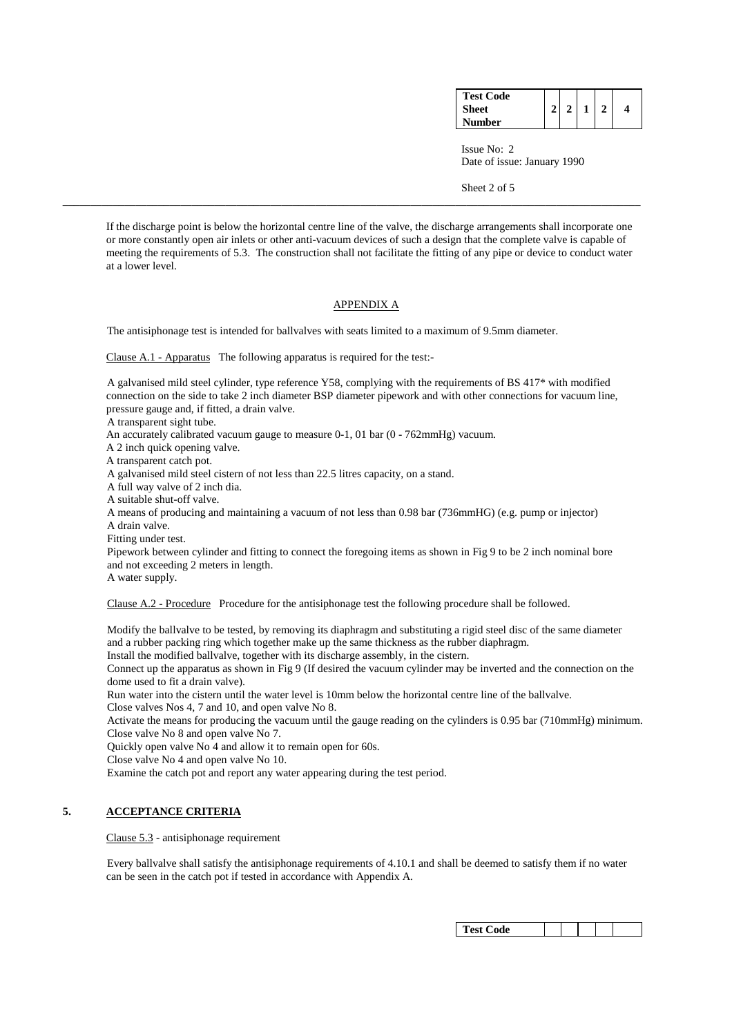If the discharge point is below the horizontal centre line of the valve, the discharge arrangements shall incorporate one or more constantly open air inlets or other anti-vacuum devices of such a design that the complete valve is capable of meeting the requirements of 5.3. The construction shall not facilitate the fitting of any pipe or device to conduct water at a lower level.

## APPENDIX A

The antisiphonage test is intended for ballvalves with seats limited to a maximum of 9.5mm diameter.

Clause A.1 - Apparatus The following apparatus is required for the test:-

A galvanised mild steel cylinder, type reference Y58, complying with the requirements of BS 417* with modified connection on the side to take 2 inch diameter BSP diameter pipework and with other connections for vacuum line, pressure gauge and, if fitted, a drain valve.
A transparent sight tube.
An accurately calibrated vacuum gauge to measure 0-1, 01 bar (0 - 762mmHg) vacuum.
A 2 inch quick opening valve.
A transparent catch pot.
A galvanised mild steel cistern of not less than 22.5 litres capacity, on a stand.
A full way valve of 2 inch dia.
A suitable shut-off valve.
A means of producing and maintaining a vacuum of not less than 0.98 bar (736mmHG) (e.g. pump or injector)
A drain valve.
Fitting under test.
Pipework between cylinder and fitting to connect the foregoing items as shown in Fig 9 to be 2 inch nominal bore and not exceeding 2 meters in length.
A water supply.

Clause A.2 - Procedure Procedure for the antisiphonage test the following procedure shall be followed.

Modify the ballvalve to be tested, by removing its diaphragm and substituting a rigid steel disc of the same diameter and a rubber packing ring which together make up the same thickness as the rubber diaphragm.
Install the modified ballvalve, together with its discharge assembly, in the cistern.
Connect up the apparatus as shown in Fig 9 (If desired the vacuum cylinder may be inverted and the connection on the dome used to fit a drain valve).
Run water into the cistern until the water level is 10mm below the horizontal centre line of the ballvalve.
Close valves Nos 4, 7 and 10, and open valve No 8.
Activate the means for producing the vacuum until the gauge reading on the cylinders is 0.95 bar (710mmHg) minimum.
Close valve No 8 and open valve No 7.
Quickly open valve No 4 and allow it to remain open for 60s.
Close valve No 4 and open valve No 10.
Examine the catch pot and report any water appearing during the test period.

## 5. ACCEPTANCE CRITERIA

Clause 5.3 - antisiphonage requirement

Every ballvalve shall satisfy the antisiphonage requirements of 4.10.1 and shall be deemed to satisfy them if no water can be seen in the catch pot if tested in accordance with Appendix A.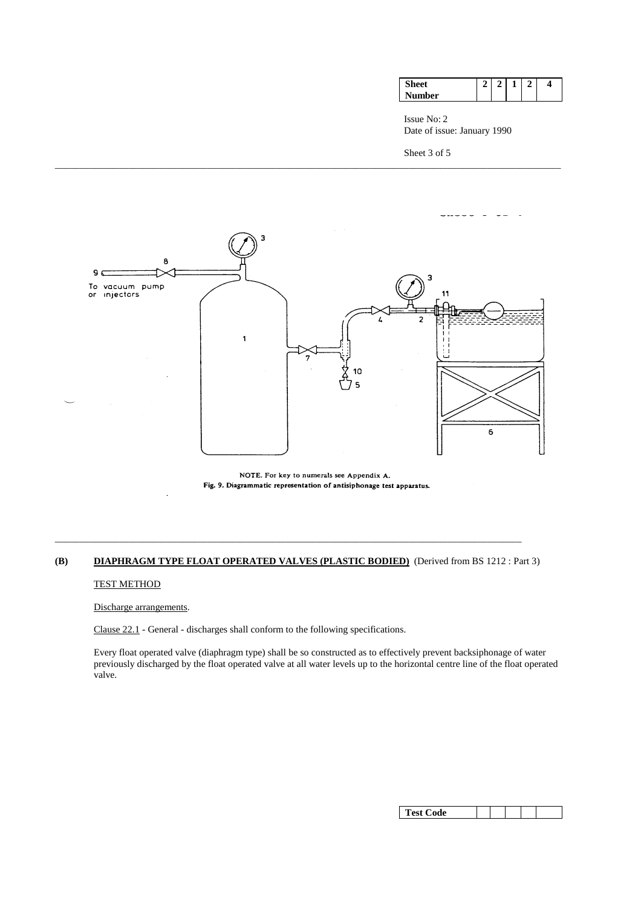NOTE. For key to numerals see Appendix A.

Fig. 9. Diagrammatic representation of antisiphonage test apparatus.

**(B)** **DIAPHRAGM TYPE FLOAT OPERATED VALVES (PLASTIC BODIED)** (Derived from BS 1212 : Part 3)

TEST METHOD

Discharge arrangements.

Clause 22.1 - General - discharges shall conform to the following specifications.

Every float operated valve (diaphragm type) shall be so constructed as to effectively prevent backsiphonage of water previously discharged by the float operated valve at all water levels up to the horizontal centre line of the float operated valve.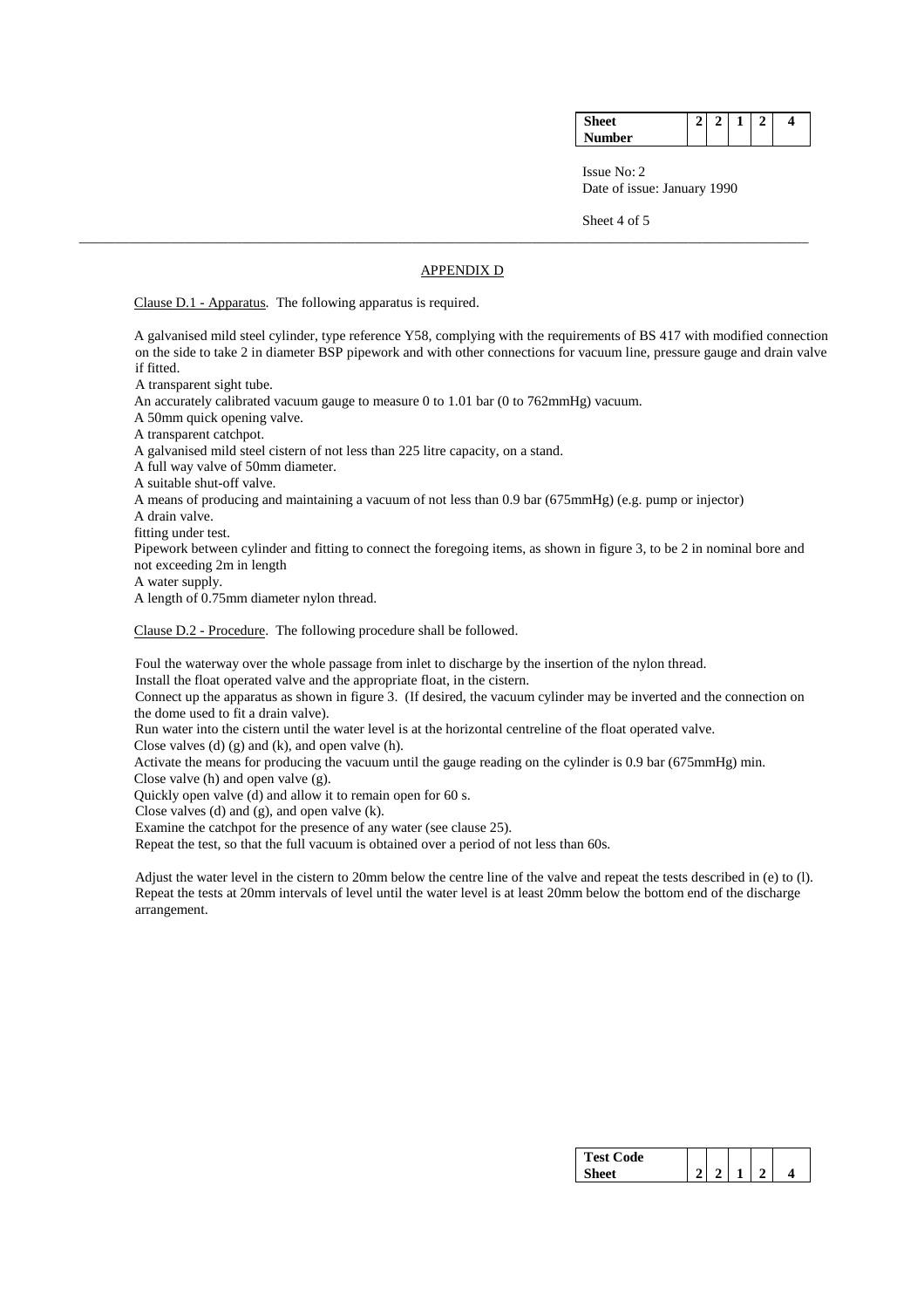## APPENDIX D

Clause D.1 - Apparatus. The following apparatus is required.

A galvanised mild steel cylinder, type reference Y58, complying with the requirements of BS 417 with modified connection on the side to take 2 in diameter BSP pipework and with other connections for vacuum line, pressure gauge and drain valve if fitted.

A transparent sight tube.

An accurately calibrated vacuum gauge to measure 0 to 1.01 bar (0 to 762mmHg) vacuum.

A 50mm quick opening valve.

A transparent catchpot.

A galvanised mild steel cistern of not less than 225 litre capacity, on a stand.

A full way valve of 50mm diameter.

A suitable shut-off valve.

A means of producing and maintaining a vacuum of not less than 0.9 bar (675mmHg) (e.g. pump or injector)

A drain valve.

fitting under test.

Pipework between cylinder and fitting to connect the foregoing items, as shown in figure 3, to be 2 in nominal bore and not exceeding 2m in length

A water supply.

A length of 0.75mm diameter nylon thread.

Clause D.2 - Procedure. The following procedure shall be followed.

Foul the waterway over the whole passage from inlet to discharge by the insertion of the nylon thread.

Install the float operated valve and the appropriate float, in the cistern.

Connect up the apparatus as shown in figure 3. (If desired, the vacuum cylinder may be inverted and the connection on the dome used to fit a drain valve).

Run water into the cistern until the water level is at the horizontal centreline of the float operated valve.

Close valves (d) (g) and (k), and open valve (h).

Activate the means for producing the vacuum until the gauge reading on the cylinder is 0.9 bar (675mmHg) min.

Close valve (h) and open valve (g).

Quickly open valve (d) and allow it to remain open for 60 s.

Close valves (d) and (g), and open valve (k).

Examine the catchpot for the presence of any water (see clause 25).

Repeat the test, so that the full vacuum is obtained over a period of not less than 60s.

Adjust the water level in the cistern to 20mm below the centre line of the valve and repeat the tests described in (e) to (l). Repeat the tests at 20mm intervals of level until the water level is at least 20mm below the bottom end of the discharge arrangement.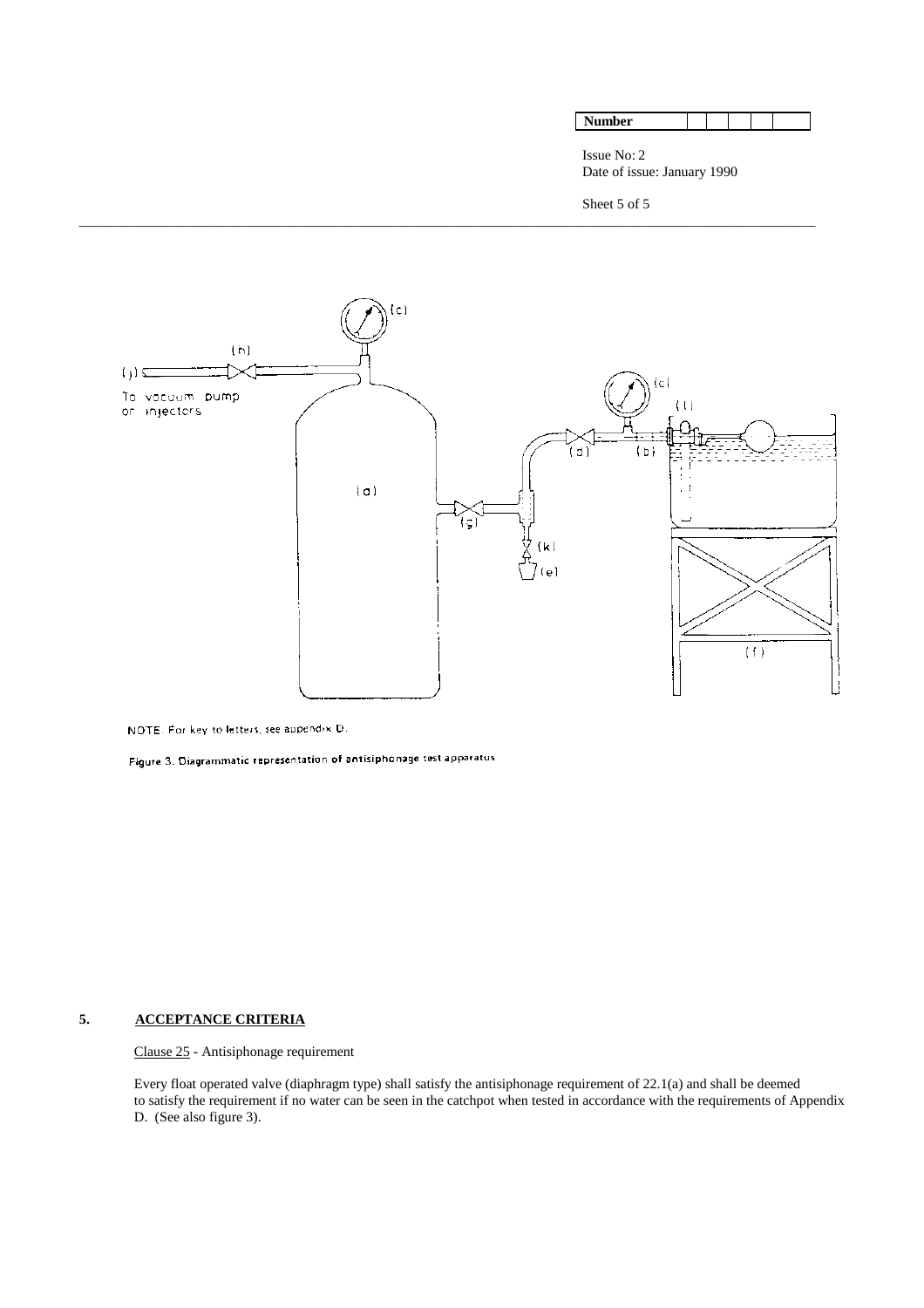NOTE: For key to letters, see appendix D.

Figure 3. Diagrammatic representation of antisiphonage test apparatus

## 5. ACCEPTANCE CRITERIA

Clause 25 - Antisiphonage requirement

Every float operated valve (diaphragm type) shall satisfy the antisiphonage requirement of 22.1(a) and shall be deemed to satisfy the requirement if no water can be seen in the catchpot when tested in accordance with the requirements of Appendix D. (See also figure 3).